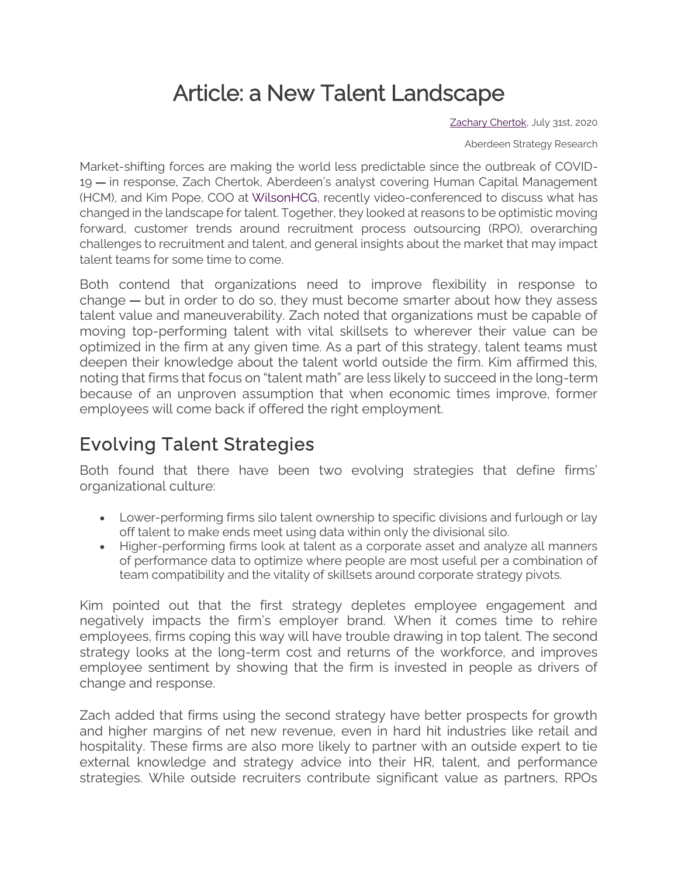# Article: a New Talent Landscape

[Zachary Chertok](), July 31st, 2020

Aberdeen Strategy Research

Market-shifting forces are making the world less predictable since the outbreak of COVID-19 — in response, Zach Chertok, Aberdeen's analyst covering Human Capital Management (HCM), and Kim Pope, COO at WilsonHCG, recently video-conferenced to discuss what has changed in the landscape for talent. Together, they looked at reasons to be optimistic moving forward, customer trends around recruitment process outsourcing (RPO), overarching challenges to recruitment and talent, and general insights about the market that may impact talent teams for some time to come.

Both contend that organizations need to improve flexibility in response to change — but in order to do so, they must become smarter about how they assess talent value and maneuverability. Zach noted that organizations must be capable of moving top-performing talent with vital skillsets to wherever their value can be optimized in the firm at any given time. As a part of this strategy, talent teams must deepen their knowledge about the talent world outside the firm. Kim affirmed this, noting that firms that focus on "talent math" are less likely to succeed in the long-term because of an unproven assumption that when economic times improve, former employees will come back if offered the right employment.

## Evolving Talent Strategies

Both found that there have been two evolving strategies that define firms' organizational culture:

- Lower-performing firms silo talent ownership to specific divisions and furlough or lay off talent to make ends meet using data within only the divisional silo.
- Higher-performing firms look at talent as a corporate asset and analyze all manners of performance data to optimize where people are most useful per a combination of team compatibility and the vitality of skillsets around corporate strategy pivots.

Kim pointed out that the first strategy depletes employee engagement and negatively impacts the firm's employer brand. When it comes time to rehire employees, firms coping this way will have trouble drawing in top talent. The second strategy looks at the long-term cost and returns of the workforce, and improves employee sentiment by showing that the firm is invested in people as drivers of change and response.

Zach added that firms using the second strategy have better prospects for growth and higher margins of net new revenue, even in hard hit industries like retail and hospitality. These firms are also more likely to partner with an outside expert to tie external knowledge and strategy advice into their HR, talent, and performance strategies. While outside recruiters contribute significant value as partners, RPOs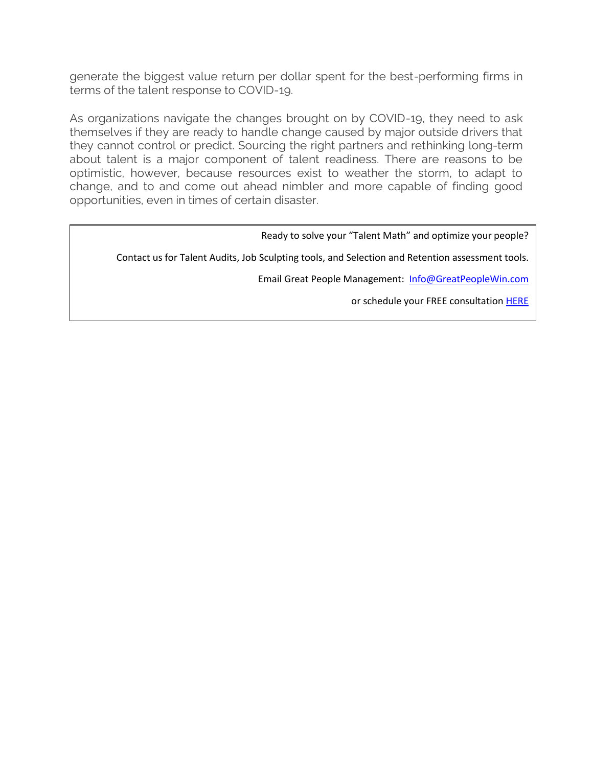generate the biggest value return per dollar spent for the best-performing firms in terms of the talent response to COVID-19.

As organizations navigate the changes brought on by COVID-19, they need to ask themselves if they are ready to handle change caused by major outside drivers that they cannot control or predict. Sourcing the right partners and rethinking long-term about talent is a major component of talent readiness. There are reasons to be optimistic, however, because resources exist to weather the storm, to adapt to change, and to and come out ahead nimbler and more capable of finding good opportunities, even in times of certain disaster.

Ready to solve your "Talent Math" and optimize your people?

Contact us for Talent Audits, Job Sculpting tools, and Selection and Retention assessment tools.

Email Great People Management: Info@GreatPeopleWin.com

or schedule your FREE consultation HERE